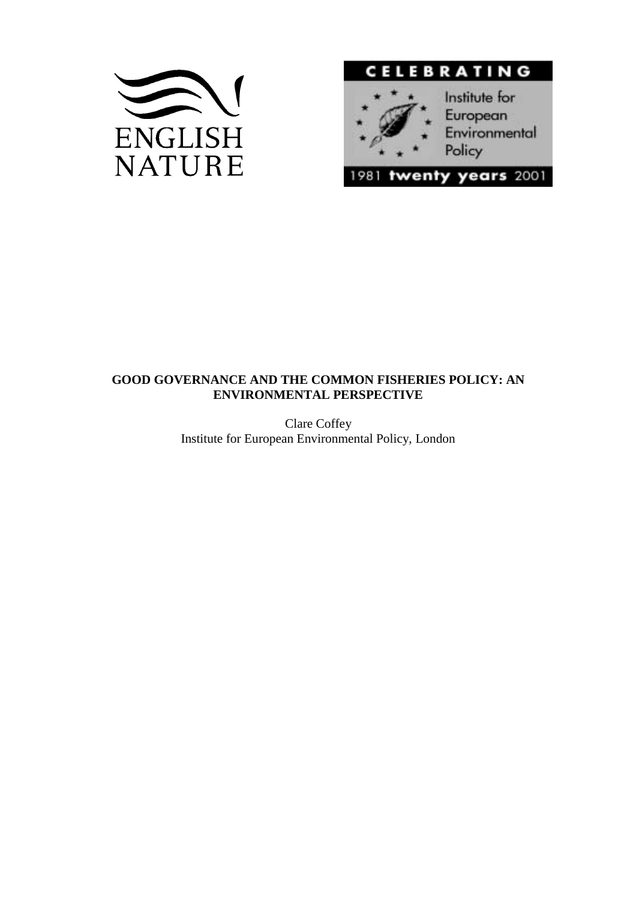ENGLISH NATURE

CELEBRATING

Institute for European Environmental Policy

1981 twenty years 2001

**GOOD GOVERNANCE AND THE COMMON FISHERIES POLICY: AN ENVIRONMENTAL PERSPECTIVE**

Clare Coffey
Institute for European Environmental Policy, London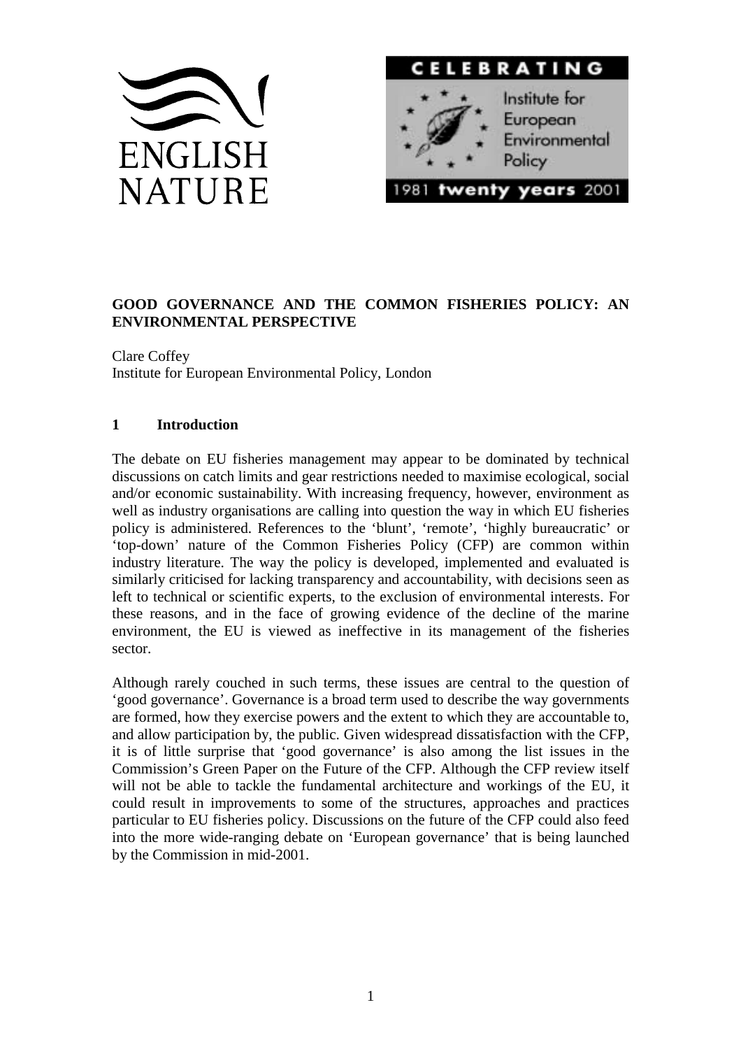**GOOD GOVERNANCE AND THE COMMON FISHERIES POLICY: AN ENVIRONMENTAL PERSPECTIVE**

Clare Coffey
Institute for European Environmental Policy, London

## 1 Introduction

The debate on EU fisheries management may appear to be dominated by technical discussions on catch limits and gear restrictions needed to maximise ecological, social and/or economic sustainability. With increasing frequency, however, environment as well as industry organisations are calling into question the way in which EU fisheries policy is administered. References to the 'blunt', 'remote', 'highly bureaucratic' or 'top-down' nature of the Common Fisheries Policy (CFP) are common within industry literature. The way the policy is developed, implemented and evaluated is similarly criticised for lacking transparency and accountability, with decisions seen as left to technical or scientific experts, to the exclusion of environmental interests. For these reasons, and in the face of growing evidence of the decline of the marine environment, the EU is viewed as ineffective in its management of the fisheries sector.

Although rarely couched in such terms, these issues are central to the question of 'good governance'. Governance is a broad term used to describe the way governments are formed, how they exercise powers and the extent to which they are accountable to, and allow participation by, the public. Given widespread dissatisfaction with the CFP, it is of little surprise that 'good governance' is also among the list issues in the Commission's Green Paper on the Future of the CFP. Although the CFP review itself will not be able to tackle the fundamental architecture and workings of the EU, it could result in improvements to some of the structures, approaches and practices particular to EU fisheries policy. Discussions on the future of the CFP could also feed into the more wide-ranging debate on 'European governance' that is being launched by the Commission in mid-2001.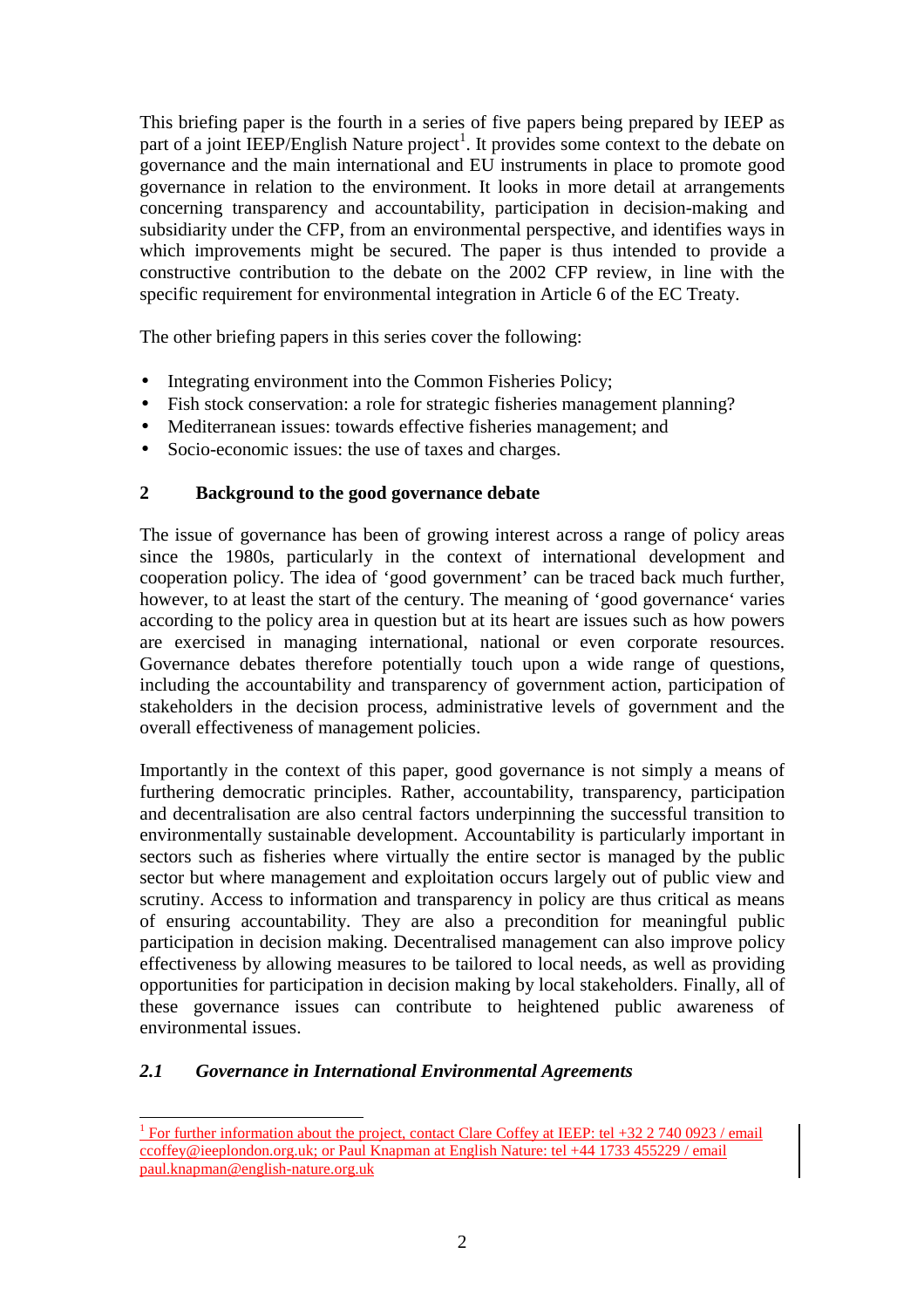This briefing paper is the fourth in a series of five papers being prepared by IEEP as part of a joint IEEP/English Nature project[1]. It provides some context to the debate on governance and the main international and EU instruments in place to promote good governance in relation to the environment. It looks in more detail at arrangements concerning transparency and accountability, participation in decision-making and subsidiarity under the CFP, from an environmental perspective, and identifies ways in which improvements might be secured. The paper is thus intended to provide a constructive contribution to the debate on the 2002 CFP review, in line with the specific requirement for environmental integration in Article 6 of the EC Treaty.

The other briefing papers in this series cover the following:

- Integrating environment into the Common Fisheries Policy;
- Fish stock conservation: a role for strategic fisheries management planning?
- Mediterranean issues: towards effective fisheries management; and
- Socio-economic issues: the use of taxes and charges.

## 2 Background to the good governance debate

The issue of governance has been of growing interest across a range of policy areas since the 1980s, particularly in the context of international development and cooperation policy. The idea of 'good government' can be traced back much further, however, to at least the start of the century. The meaning of 'good governance' varies according to the policy area in question but at its heart are issues such as how powers are exercised in managing international, national or even corporate resources. Governance debates therefore potentially touch upon a wide range of questions, including the accountability and transparency of government action, participation of stakeholders in the decision process, administrative levels of government and the overall effectiveness of management policies.

Importantly in the context of this paper, good governance is not simply a means of furthering democratic principles. Rather, accountability, transparency, participation and decentralisation are also central factors underpinning the successful transition to environmentally sustainable development. Accountability is particularly important in sectors such as fisheries where virtually the entire sector is managed by the public sector but where management and exploitation occurs largely out of public view and scrutiny. Access to information and transparency in policy are thus critical as means of ensuring accountability. They are also a precondition for meaningful public participation in decision making. Decentralised management can also improve policy effectiveness by allowing measures to be tailored to local needs, as well as providing opportunities for participation in decision making by local stakeholders. Finally, all of these governance issues can contribute to heightened public awareness of environmental issues.

### *2.1 Governance in International Environmental Agreements*

---

[1] For further information about the project, contact Clare Coffey at IEEP: tel +32 2 740 0923 / email ccoffey@ieeplondon.org.uk; or Paul Knapman at English Nature: tel +44 1733 455229 / email paul.knapman@english-nature.org.uk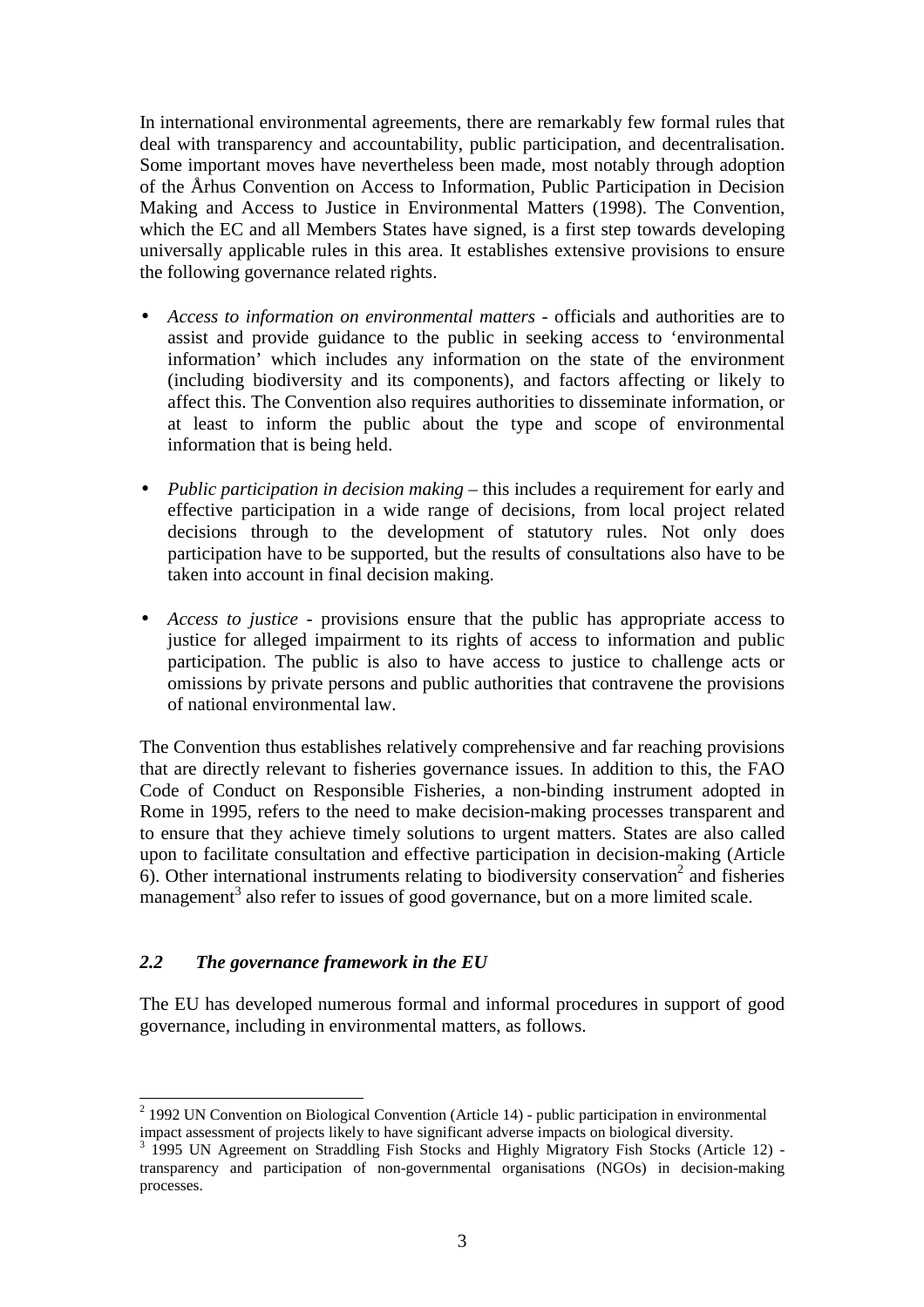In international environmental agreements, there are remarkably few formal rules that deal with transparency and accountability, public participation, and decentralisation. Some important moves have nevertheless been made, most notably through adoption of the Århus Convention on Access to Information, Public Participation in Decision Making and Access to Justice in Environmental Matters (1998). The Convention, which the EC and all Members States have signed, is a first step towards developing universally applicable rules in this area. It establishes extensive provisions to ensure the following governance related rights.

- *Access to information on environmental matters* - officials and authorities are to assist and provide guidance to the public in seeking access to 'environmental information' which includes any information on the state of the environment (including biodiversity and its components), and factors affecting or likely to affect this. The Convention also requires authorities to disseminate information, or at least to inform the public about the type and scope of environmental information that is being held.

- *Public participation in decision making* – this includes a requirement for early and effective participation in a wide range of decisions, from local project related decisions through to the development of statutory rules. Not only does participation have to be supported, but the results of consultations also have to be taken into account in final decision making.

- *Access to justice* - provisions ensure that the public has appropriate access to justice for alleged impairment to its rights of access to information and public participation. The public is also to have access to justice to challenge acts or omissions by private persons and public authorities that contravene the provisions of national environmental law.

The Convention thus establishes relatively comprehensive and far reaching provisions that are directly relevant to fisheries governance issues. In addition to this, the FAO Code of Conduct on Responsible Fisheries, a non-binding instrument adopted in Rome in 1995, refers to the need to make decision-making processes transparent and to ensure that they achieve timely solutions to urgent matters. States are also called upon to facilitate consultation and effective participation in decision-making (Article 6). Other international instruments relating to biodiversity conservation[2] and fisheries management[3] also refer to issues of good governance, but on a more limited scale.

### *2.2 The governance framework in the EU*

The EU has developed numerous formal and informal procedures in support of good governance, including in environmental matters, as follows.

---

[2] 1992 UN Convention on Biological Convention (Article 14) - public participation in environmental impact assessment of projects likely to have significant adverse impacts on biological diversity.

[3] 1995 UN Agreement on Straddling Fish Stocks and Highly Migratory Fish Stocks (Article 12) - transparency and participation of non-governmental organisations (NGOs) in decision-making processes.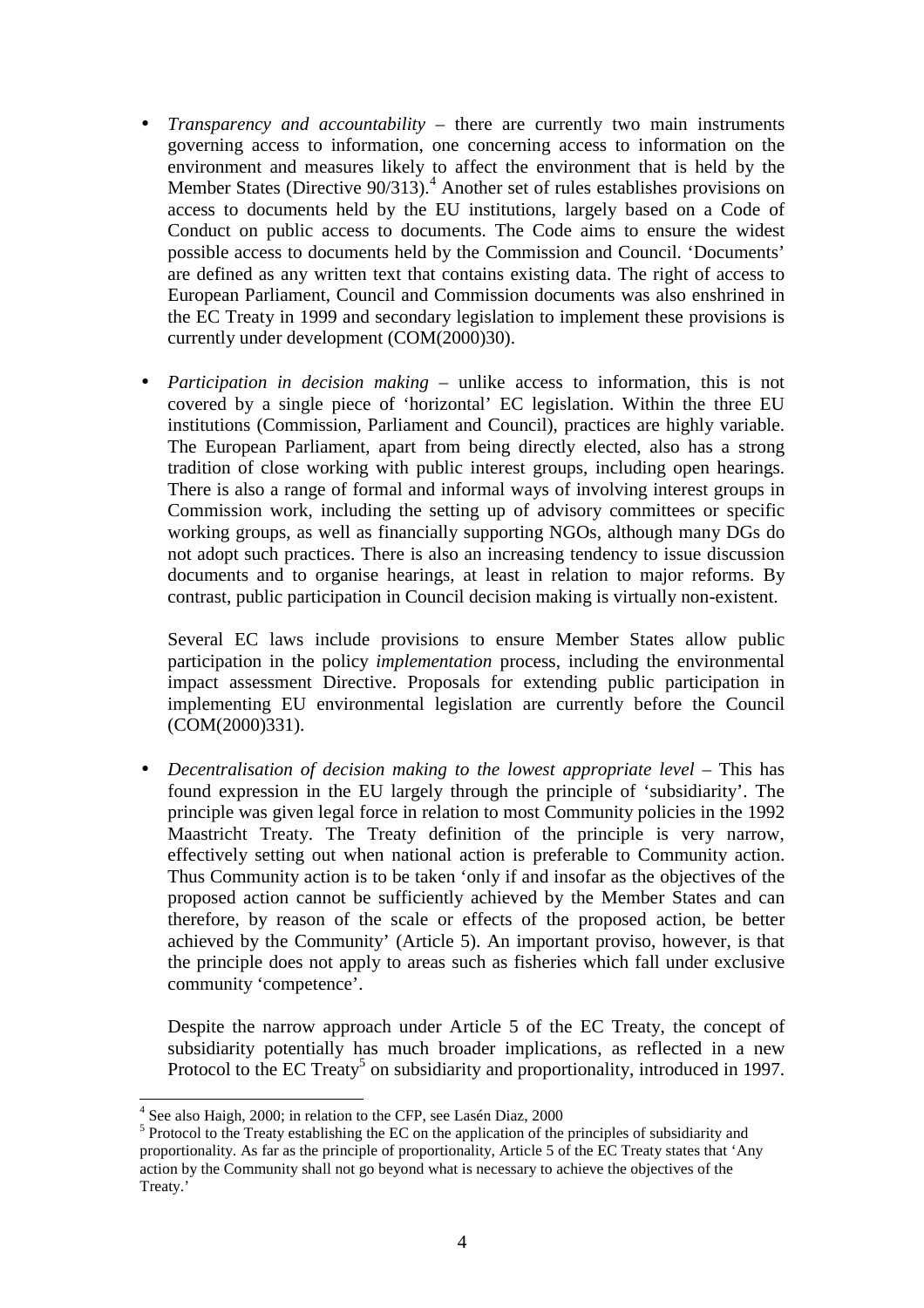- *Transparency and accountability* – there are currently two main instruments governing access to information, one concerning access to information on the environment and measures likely to affect the environment that is held by the Member States (Directive 90/313).[4] Another set of rules establishes provisions on access to documents held by the EU institutions, largely based on a Code of Conduct on public access to documents. The Code aims to ensure the widest possible access to documents held by the Commission and Council. 'Documents' are defined as any written text that contains existing data. The right of access to European Parliament, Council and Commission documents was also enshrined in the EC Treaty in 1999 and secondary legislation to implement these provisions is currently under development (COM(2000)30).

- *Participation in decision making* – unlike access to information, this is not covered by a single piece of 'horizontal' EC legislation. Within the three EU institutions (Commission, Parliament and Council), practices are highly variable. The European Parliament, apart from being directly elected, also has a strong tradition of close working with public interest groups, including open hearings. There is also a range of formal and informal ways of involving interest groups in Commission work, including the setting up of advisory committees or specific working groups, as well as financially supporting NGOs, although many DGs do not adopt such practices. There is also an increasing tendency to issue discussion documents and to organise hearings, at least in relation to major reforms. By contrast, public participation in Council decision making is virtually non-existent.

  Several EC laws include provisions to ensure Member States allow public participation in the policy *implementation* process, including the environmental impact assessment Directive. Proposals for extending public participation in implementing EU environmental legislation are currently before the Council (COM(2000)331).

- *Decentralisation of decision making to the lowest appropriate level* – This has found expression in the EU largely through the principle of 'subsidiarity'. The principle was given legal force in relation to most Community policies in the 1992 Maastricht Treaty. The Treaty definition of the principle is very narrow, effectively setting out when national action is preferable to Community action. Thus Community action is to be taken 'only if and insofar as the objectives of the proposed action cannot be sufficiently achieved by the Member States and can therefore, by reason of the scale or effects of the proposed action, be better achieved by the Community' (Article 5). An important proviso, however, is that the principle does not apply to areas such as fisheries which fall under exclusive community 'competence'.

  Despite the narrow approach under Article 5 of the EC Treaty, the concept of subsidiarity potentially has much broader implications, as reflected in a new Protocol to the EC Treaty[5] on subsidiarity and proportionality, introduced in 1997.

---

[4] See also Haigh, 2000; in relation to the CFP, see Lasén Diaz, 2000

[5] Protocol to the Treaty establishing the EC on the application of the principles of subsidiarity and proportionality. As far as the principle of proportionality, Article 5 of the EC Treaty states that 'Any action by the Community shall not go beyond what is necessary to achieve the objectives of the Treaty.'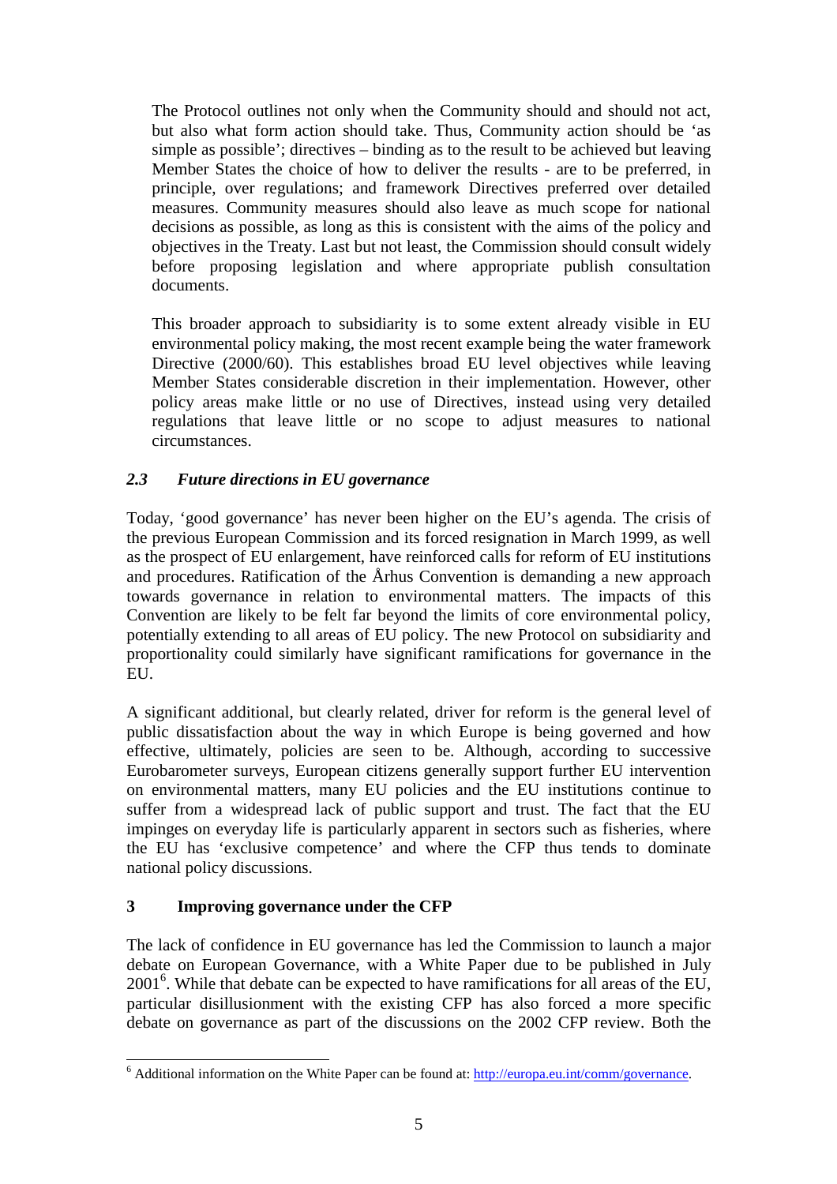The Protocol outlines not only when the Community should and should not act, but also what form action should take. Thus, Community action should be 'as simple as possible'; directives – binding as to the result to be achieved but leaving Member States the choice of how to deliver the results - are to be preferred, in principle, over regulations; and framework Directives preferred over detailed measures. Community measures should also leave as much scope for national decisions as possible, as long as this is consistent with the aims of the policy and objectives in the Treaty. Last but not least, the Commission should consult widely before proposing legislation and where appropriate publish consultation documents.

This broader approach to subsidiarity is to some extent already visible in EU environmental policy making, the most recent example being the water framework Directive (2000/60). This establishes broad EU level objectives while leaving Member States considerable discretion in their implementation. However, other policy areas make little or no use of Directives, instead using very detailed regulations that leave little or no scope to adjust measures to national circumstances.

### *2.3 Future directions in EU governance*

Today, 'good governance' has never been higher on the EU's agenda. The crisis of the previous European Commission and its forced resignation in March 1999, as well as the prospect of EU enlargement, have reinforced calls for reform of EU institutions and procedures. Ratification of the Århus Convention is demanding a new approach towards governance in relation to environmental matters. The impacts of this Convention are likely to be felt far beyond the limits of core environmental policy, potentially extending to all areas of EU policy. The new Protocol on subsidiarity and proportionality could similarly have significant ramifications for governance in the EU.

A significant additional, but clearly related, driver for reform is the general level of public dissatisfaction about the way in which Europe is being governed and how effective, ultimately, policies are seen to be. Although, according to successive Eurobarometer surveys, European citizens generally support further EU intervention on environmental matters, many EU policies and the EU institutions continue to suffer from a widespread lack of public support and trust. The fact that the EU impinges on everyday life is particularly apparent in sectors such as fisheries, where the EU has 'exclusive competence' and where the CFP thus tends to dominate national policy discussions.

## 3 Improving governance under the CFP

The lack of confidence in EU governance has led the Commission to launch a major debate on European Governance, with a White Paper due to be published in July 2001[6]. While that debate can be expected to have ramifications for all areas of the EU, particular disillusionment with the existing CFP has also forced a more specific debate on governance as part of the discussions on the 2002 CFP review. Both the

[6] Additional information on the White Paper can be found at: http://europa.eu.int/comm/governance.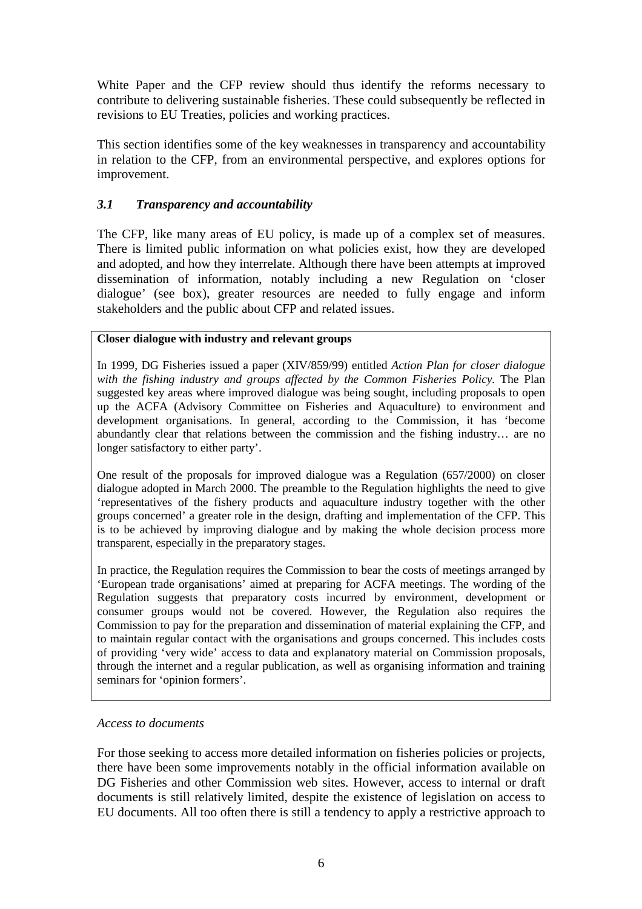White Paper and the CFP review should thus identify the reforms necessary to contribute to delivering sustainable fisheries. These could subsequently be reflected in revisions to EU Treaties, policies and working practices.

This section identifies some of the key weaknesses in transparency and accountability in relation to the CFP, from an environmental perspective, and explores options for improvement.

### *3.1 Transparency and accountability*

The CFP, like many areas of EU policy, is made up of a complex set of measures. There is limited public information on what policies exist, how they are developed and adopted, and how they interrelate. Although there have been attempts at improved dissemination of information, notably including a new Regulation on 'closer dialogue' (see box), greater resources are needed to fully engage and inform stakeholders and the public about CFP and related issues.

> **Closer dialogue with industry and relevant groups**
>
> In 1999, DG Fisheries issued a paper (XIV/859/99) entitled *Action Plan for closer dialogue with the fishing industry and groups affected by the Common Fisheries Policy*. The Plan suggested key areas where improved dialogue was being sought, including proposals to open up the ACFA (Advisory Committee on Fisheries and Aquaculture) to environment and development organisations. In general, according to the Commission, it has 'become abundantly clear that relations between the commission and the fishing industry… are no longer satisfactory to either party'.
>
> One result of the proposals for improved dialogue was a Regulation (657/2000) on closer dialogue adopted in March 2000. The preamble to the Regulation highlights the need to give 'representatives of the fishery products and aquaculture industry together with the other groups concerned' a greater role in the design, drafting and implementation of the CFP. This is to be achieved by improving dialogue and by making the whole decision process more transparent, especially in the preparatory stages.
>
> In practice, the Regulation requires the Commission to bear the costs of meetings arranged by 'European trade organisations' aimed at preparing for ACFA meetings. The wording of the Regulation suggests that preparatory costs incurred by environment, development or consumer groups would not be covered. However, the Regulation also requires the Commission to pay for the preparation and dissemination of material explaining the CFP, and to maintain regular contact with the organisations and groups concerned. This includes costs of providing 'very wide' access to data and explanatory material on Commission proposals, through the internet and a regular publication, as well as organising information and training seminars for 'opinion formers'.

*Access to documents*

For those seeking to access more detailed information on fisheries policies or projects, there have been some improvements notably in the official information available on DG Fisheries and other Commission web sites. However, access to internal or draft documents is still relatively limited, despite the existence of legislation on access to EU documents. All too often there is still a tendency to apply a restrictive approach to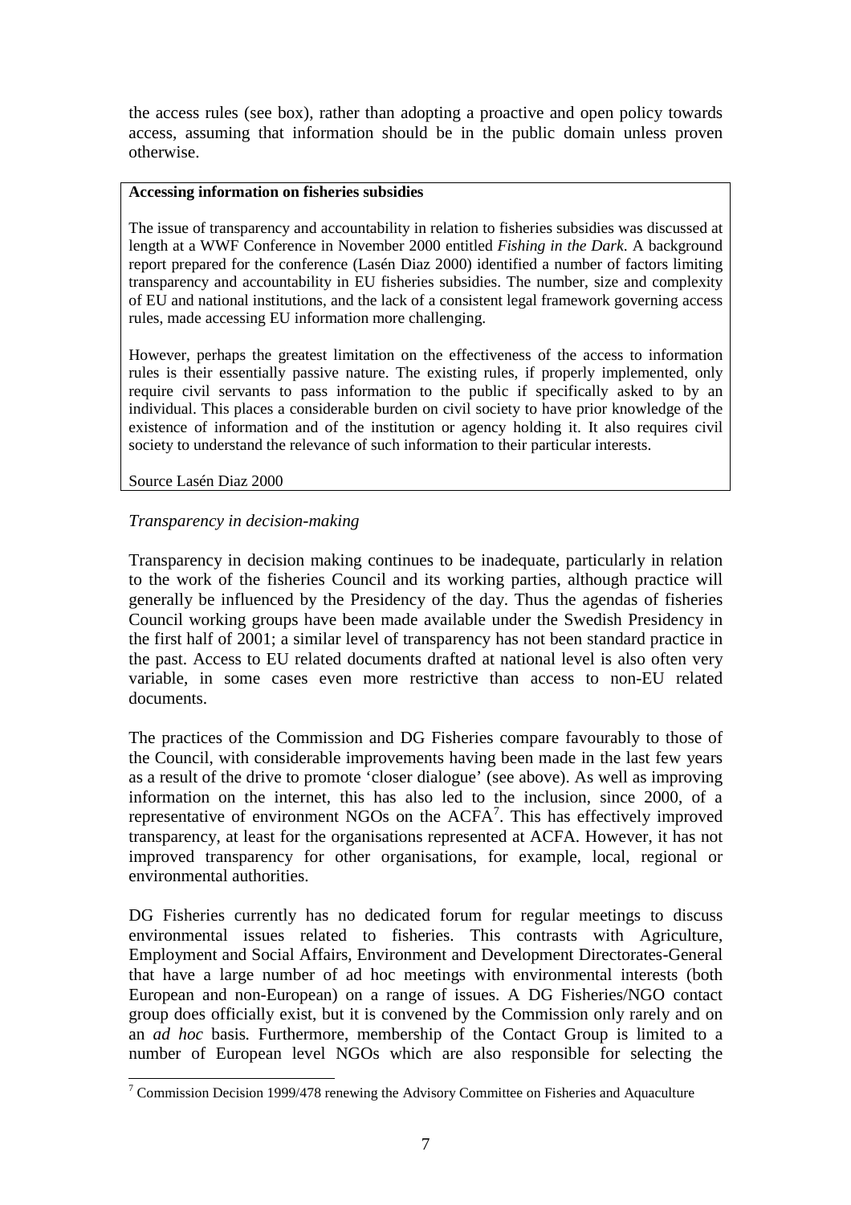the access rules (see box), rather than adopting a proactive and open policy towards access, assuming that information should be in the public domain unless proven otherwise.

> **Accessing information on fisheries subsidies**
>
> The issue of transparency and accountability in relation to fisheries subsidies was discussed at length at a WWF Conference in November 2000 entitled *Fishing in the Dark*. A background report prepared for the conference (Lasén Diaz 2000) identified a number of factors limiting transparency and accountability in EU fisheries subsidies. The number, size and complexity of EU and national institutions, and the lack of a consistent legal framework governing access rules, made accessing EU information more challenging.
>
> However, perhaps the greatest limitation on the effectiveness of the access to information rules is their essentially passive nature. The existing rules, if properly implemented, only require civil servants to pass information to the public if specifically asked to by an individual. This places a considerable burden on civil society to have prior knowledge of the existence of information and of the institution or agency holding it. It also requires civil society to understand the relevance of such information to their particular interests.
>
> Source Lasén Diaz 2000

*Transparency in decision-making*

Transparency in decision making continues to be inadequate, particularly in relation to the work of the fisheries Council and its working parties, although practice will generally be influenced by the Presidency of the day. Thus the agendas of fisheries Council working groups have been made available under the Swedish Presidency in the first half of 2001; a similar level of transparency has not been standard practice in the past. Access to EU related documents drafted at national level is also often very variable, in some cases even more restrictive than access to non-EU related documents.

The practices of the Commission and DG Fisheries compare favourably to those of the Council, with considerable improvements having been made in the last few years as a result of the drive to promote 'closer dialogue' (see above). As well as improving information on the internet, this has also led to the inclusion, since 2000, of a representative of environment NGOs on the ACFA[7]. This has effectively improved transparency, at least for the organisations represented at ACFA. However, it has not improved transparency for other organisations, for example, local, regional or environmental authorities.

DG Fisheries currently has no dedicated forum for regular meetings to discuss environmental issues related to fisheries. This contrasts with Agriculture, Employment and Social Affairs, Environment and Development Directorates-General that have a large number of ad hoc meetings with environmental interests (both European and non-European) on a range of issues. A DG Fisheries/NGO contact group does officially exist, but it is convened by the Commission only rarely and on an *ad hoc* basis. Furthermore, membership of the Contact Group is limited to a number of European level NGOs which are also responsible for selecting the

---

[7] Commission Decision 1999/478 renewing the Advisory Committee on Fisheries and Aquaculture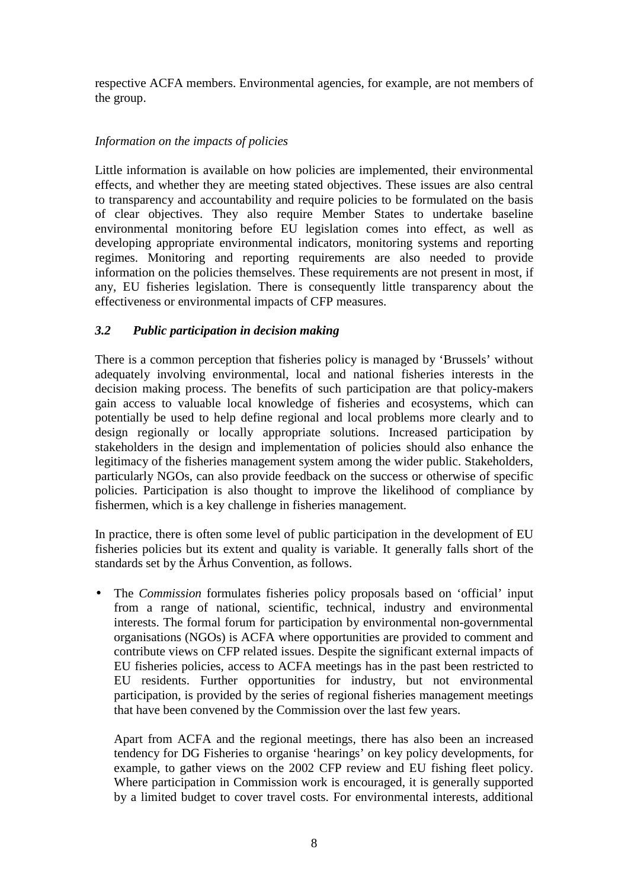respective ACFA members. Environmental agencies, for example, are not members of the group.

*Information on the impacts of policies*

Little information is available on how policies are implemented, their environmental effects, and whether they are meeting stated objectives. These issues are also central to transparency and accountability and require policies to be formulated on the basis of clear objectives. They also require Member States to undertake baseline environmental monitoring before EU legislation comes into effect, as well as developing appropriate environmental indicators, monitoring systems and reporting regimes. Monitoring and reporting requirements are also needed to provide information on the policies themselves. These requirements are not present in most, if any, EU fisheries legislation. There is consequently little transparency about the effectiveness or environmental impacts of CFP measures.

### *3.2 Public participation in decision making*

There is a common perception that fisheries policy is managed by 'Brussels' without adequately involving environmental, local and national fisheries interests in the decision making process. The benefits of such participation are that policy-makers gain access to valuable local knowledge of fisheries and ecosystems, which can potentially be used to help define regional and local problems more clearly and to design regionally or locally appropriate solutions. Increased participation by stakeholders in the design and implementation of policies should also enhance the legitimacy of the fisheries management system among the wider public. Stakeholders, particularly NGOs, can also provide feedback on the success or otherwise of specific policies. Participation is also thought to improve the likelihood of compliance by fishermen, which is a key challenge in fisheries management.

In practice, there is often some level of public participation in the development of EU fisheries policies but its extent and quality is variable. It generally falls short of the standards set by the Århus Convention, as follows.

- The *Commission* formulates fisheries policy proposals based on 'official' input from a range of national, scientific, technical, industry and environmental interests. The formal forum for participation by environmental non-governmental organisations (NGOs) is ACFA where opportunities are provided to comment and contribute views on CFP related issues. Despite the significant external impacts of EU fisheries policies, access to ACFA meetings has in the past been restricted to EU residents. Further opportunities for industry, but not environmental participation, is provided by the series of regional fisheries management meetings that have been convened by the Commission over the last few years.

  Apart from ACFA and the regional meetings, there has also been an increased tendency for DG Fisheries to organise 'hearings' on key policy developments, for example, to gather views on the 2002 CFP review and EU fishing fleet policy. Where participation in Commission work is encouraged, it is generally supported by a limited budget to cover travel costs. For environmental interests, additional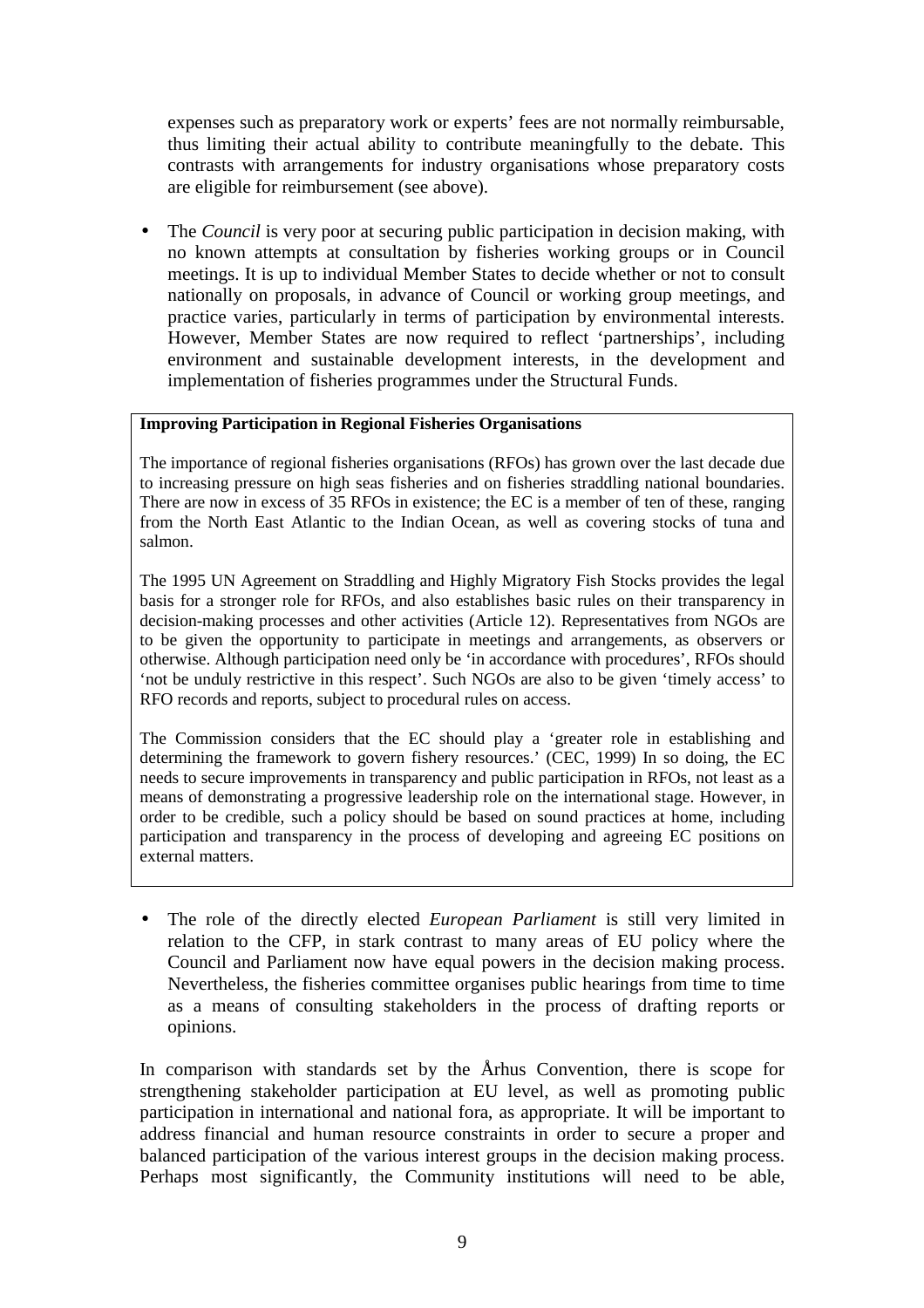expenses such as preparatory work or experts' fees are not normally reimbursable, thus limiting their actual ability to contribute meaningfully to the debate. This contrasts with arrangements for industry organisations whose preparatory costs are eligible for reimbursement (see above).

- The *Council* is very poor at securing public participation in decision making, with no known attempts at consultation by fisheries working groups or in Council meetings. It is up to individual Member States to decide whether or not to consult nationally on proposals, in advance of Council or working group meetings, and practice varies, particularly in terms of participation by environmental interests. However, Member States are now required to reflect 'partnerships', including environment and sustainable development interests, in the development and implementation of fisheries programmes under the Structural Funds.

**Improving Participation in Regional Fisheries Organisations**

The importance of regional fisheries organisations (RFOs) has grown over the last decade due to increasing pressure on high seas fisheries and on fisheries straddling national boundaries. There are now in excess of 35 RFOs in existence; the EC is a member of ten of these, ranging from the North East Atlantic to the Indian Ocean, as well as covering stocks of tuna and salmon.

The 1995 UN Agreement on Straddling and Highly Migratory Fish Stocks provides the legal basis for a stronger role for RFOs, and also establishes basic rules on their transparency in decision-making processes and other activities (Article 12). Representatives from NGOs are to be given the opportunity to participate in meetings and arrangements, as observers or otherwise. Although participation need only be 'in accordance with procedures', RFOs should 'not be unduly restrictive in this respect'. Such NGOs are also to be given 'timely access' to RFO records and reports, subject to procedural rules on access.

The Commission considers that the EC should play a 'greater role in establishing and determining the framework to govern fishery resources.' (CEC, 1999) In so doing, the EC needs to secure improvements in transparency and public participation in RFOs, not least as a means of demonstrating a progressive leadership role on the international stage. However, in order to be credible, such a policy should be based on sound practices at home, including participation and transparency in the process of developing and agreeing EC positions on external matters.

- The role of the directly elected *European Parliament* is still very limited in relation to the CFP, in stark contrast to many areas of EU policy where the Council and Parliament now have equal powers in the decision making process. Nevertheless, the fisheries committee organises public hearings from time to time as a means of consulting stakeholders in the process of drafting reports or opinions.

In comparison with standards set by the Århus Convention, there is scope for strengthening stakeholder participation at EU level, as well as promoting public participation in international and national fora, as appropriate. It will be important to address financial and human resource constraints in order to secure a proper and balanced participation of the various interest groups in the decision making process. Perhaps most significantly, the Community institutions will need to be able,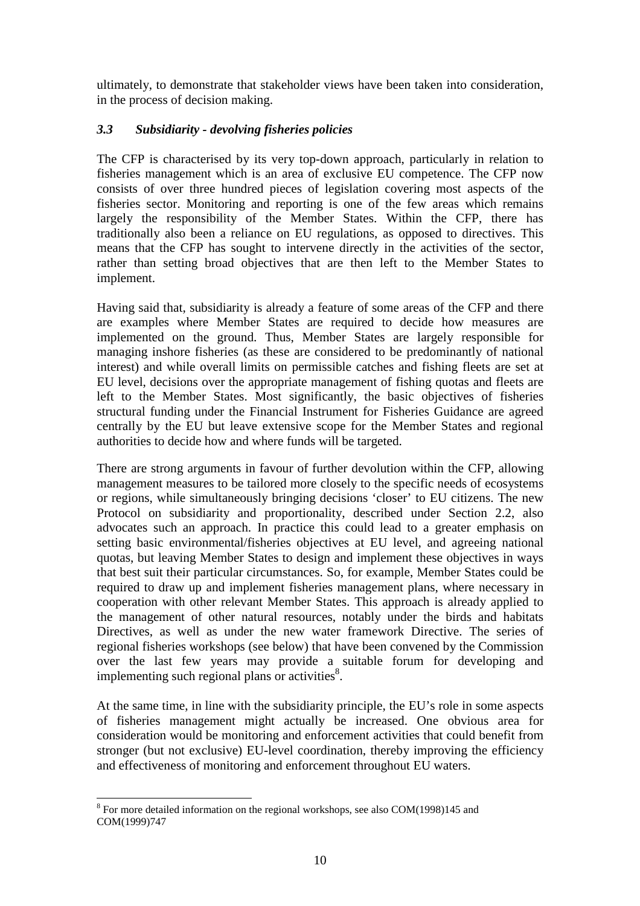ultimately, to demonstrate that stakeholder views have been taken into consideration, in the process of decision making.

### *3.3 Subsidiarity - devolving fisheries policies*

The CFP is characterised by its very top-down approach, particularly in relation to fisheries management which is an area of exclusive EU competence. The CFP now consists of over three hundred pieces of legislation covering most aspects of the fisheries sector. Monitoring and reporting is one of the few areas which remains largely the responsibility of the Member States. Within the CFP, there has traditionally also been a reliance on EU regulations, as opposed to directives. This means that the CFP has sought to intervene directly in the activities of the sector, rather than setting broad objectives that are then left to the Member States to implement.

Having said that, subsidiarity is already a feature of some areas of the CFP and there are examples where Member States are required to decide how measures are implemented on the ground. Thus, Member States are largely responsible for managing inshore fisheries (as these are considered to be predominantly of national interest) and while overall limits on permissible catches and fishing fleets are set at EU level, decisions over the appropriate management of fishing quotas and fleets are left to the Member States. Most significantly, the basic objectives of fisheries structural funding under the Financial Instrument for Fisheries Guidance are agreed centrally by the EU but leave extensive scope for the Member States and regional authorities to decide how and where funds will be targeted.

There are strong arguments in favour of further devolution within the CFP, allowing management measures to be tailored more closely to the specific needs of ecosystems or regions, while simultaneously bringing decisions 'closer' to EU citizens. The new Protocol on subsidiarity and proportionality, described under Section 2.2, also advocates such an approach. In practice this could lead to a greater emphasis on setting basic environmental/fisheries objectives at EU level, and agreeing national quotas, but leaving Member States to design and implement these objectives in ways that best suit their particular circumstances. So, for example, Member States could be required to draw up and implement fisheries management plans, where necessary in cooperation with other relevant Member States. This approach is already applied to the management of other natural resources, notably under the birds and habitats Directives, as well as under the new water framework Directive. The series of regional fisheries workshops (see below) that have been convened by the Commission over the last few years may provide a suitable forum for developing and implementing such regional plans or activities[8].

At the same time, in line with the subsidiarity principle, the EU's role in some aspects of fisheries management might actually be increased. One obvious area for consideration would be monitoring and enforcement activities that could benefit from stronger (but not exclusive) EU-level coordination, thereby improving the efficiency and effectiveness of monitoring and enforcement throughout EU waters.

[8] For more detailed information on the regional workshops, see also COM(1998)145 and COM(1999)747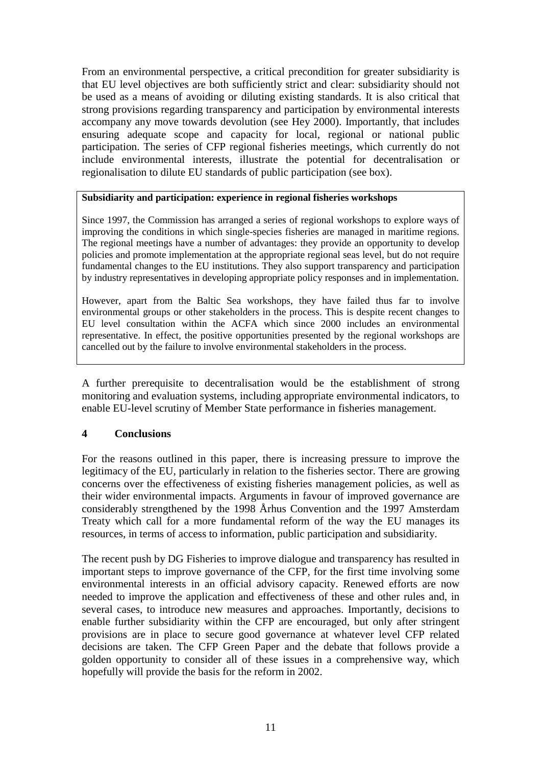From an environmental perspective, a critical precondition for greater subsidiarity is that EU level objectives are both sufficiently strict and clear: subsidiarity should not be used as a means of avoiding or diluting existing standards. It is also critical that strong provisions regarding transparency and participation by environmental interests accompany any move towards devolution (see Hey 2000). Importantly, that includes ensuring adequate scope and capacity for local, regional or national public participation. The series of CFP regional fisheries meetings, which currently do not include environmental interests, illustrate the potential for decentralisation or regionalisation to dilute EU standards of public participation (see box).

> **Subsidiarity and participation: experience in regional fisheries workshops**
>
> Since 1997, the Commission has arranged a series of regional workshops to explore ways of improving the conditions in which single-species fisheries are managed in maritime regions. The regional meetings have a number of advantages: they provide an opportunity to develop policies and promote implementation at the appropriate regional seas level, but do not require fundamental changes to the EU institutions. They also support transparency and participation by industry representatives in developing appropriate policy responses and in implementation.
>
> However, apart from the Baltic Sea workshops, they have failed thus far to involve environmental groups or other stakeholders in the process. This is despite recent changes to EU level consultation within the ACFA which since 2000 includes an environmental representative. In effect, the positive opportunities presented by the regional workshops are cancelled out by the failure to involve environmental stakeholders in the process.

A further prerequisite to decentralisation would be the establishment of strong monitoring and evaluation systems, including appropriate environmental indicators, to enable EU-level scrutiny of Member State performance in fisheries management.

## 4 Conclusions

For the reasons outlined in this paper, there is increasing pressure to improve the legitimacy of the EU, particularly in relation to the fisheries sector. There are growing concerns over the effectiveness of existing fisheries management policies, as well as their wider environmental impacts. Arguments in favour of improved governance are considerably strengthened by the 1998 Århus Convention and the 1997 Amsterdam Treaty which call for a more fundamental reform of the way the EU manages its resources, in terms of access to information, public participation and subsidiarity.

The recent push by DG Fisheries to improve dialogue and transparency has resulted in important steps to improve governance of the CFP, for the first time involving some environmental interests in an official advisory capacity. Renewed efforts are now needed to improve the application and effectiveness of these and other rules and, in several cases, to introduce new measures and approaches. Importantly, decisions to enable further subsidiarity within the CFP are encouraged, but only after stringent provisions are in place to secure good governance at whatever level CFP related decisions are taken. The CFP Green Paper and the debate that follows provide a golden opportunity to consider all of these issues in a comprehensive way, which hopefully will provide the basis for the reform in 2002.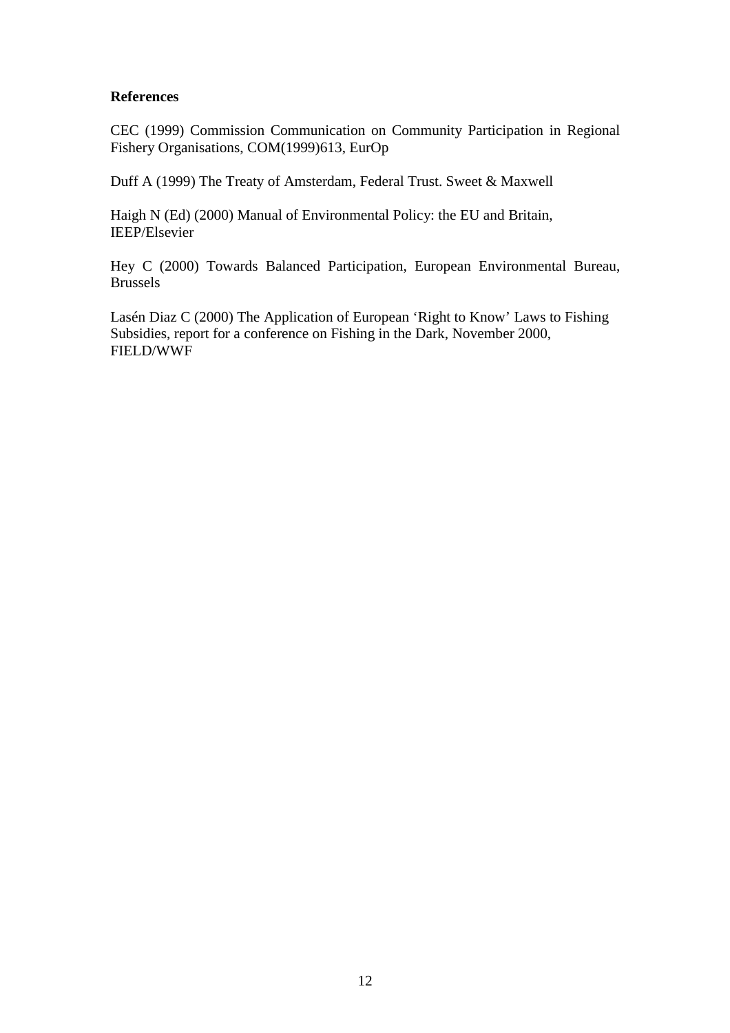**References**

CEC (1999) Commission Communication on Community Participation in Regional Fishery Organisations, COM(1999)613, EurOp

Duff A (1999) The Treaty of Amsterdam, Federal Trust. Sweet & Maxwell

Haigh N (Ed) (2000) Manual of Environmental Policy: the EU and Britain, IEEP/Elsevier

Hey C (2000) Towards Balanced Participation, European Environmental Bureau, Brussels

Lasén Diaz C (2000) The Application of European 'Right to Know' Laws to Fishing Subsidies, report for a conference on Fishing in the Dark, November 2000, FIELD/WWF